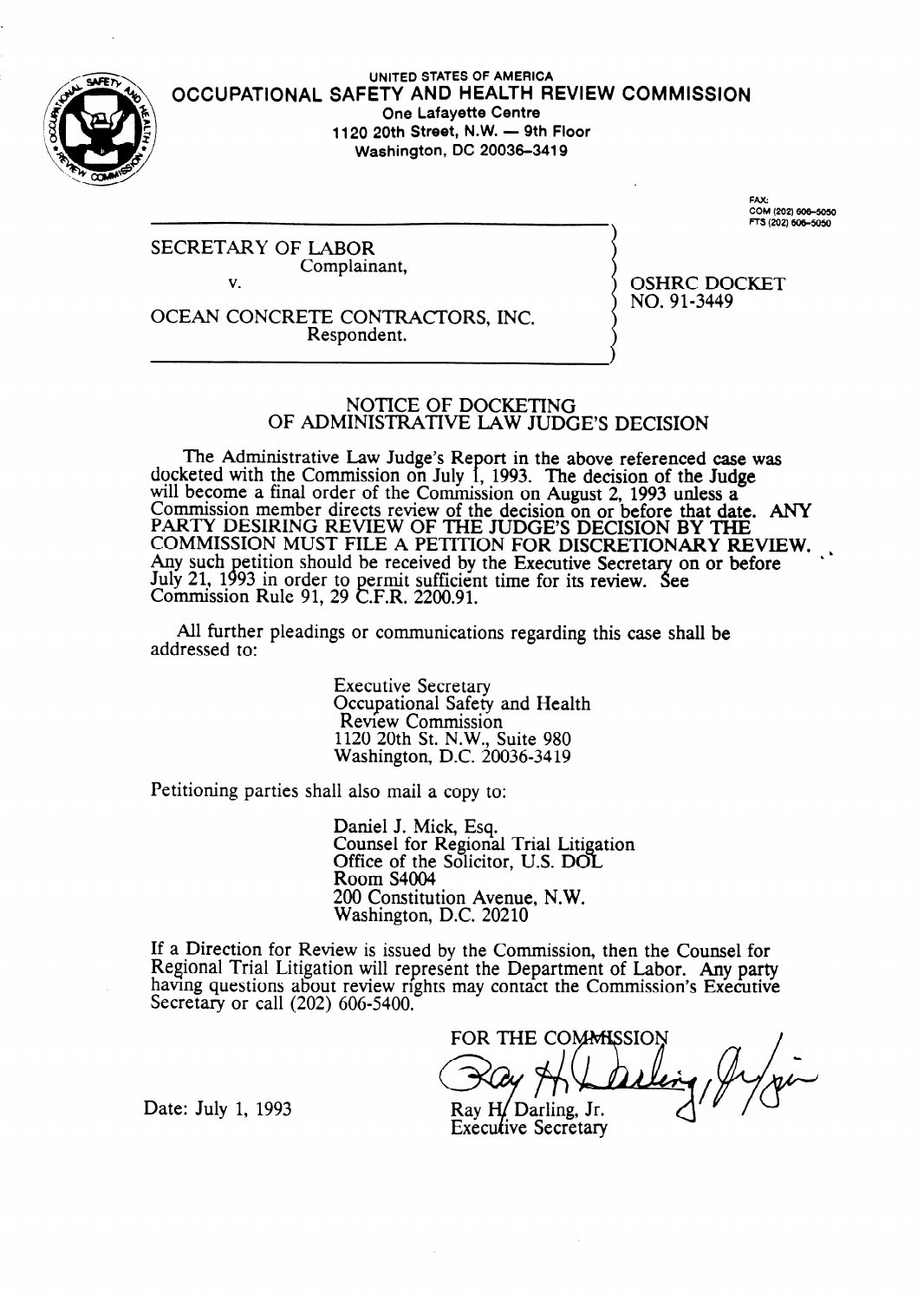UNITED STATES OF AMERICA

# OCCUPATIONAL SAFETY AND HEALTH REVIEW COMMISSION

One Lafayette Centre
1120 20th Street, N.W. — 9th Floor
Washington, DC 20036-3419

FAX:
COM (202) 606-5050
FTS (202) 606-5050

SECRETARY OF LABOR
Complainant,

v.

OCEAN CONCRETE CONTRACTORS, INC.
Respondent.

OSHRC DOCKET
NO. 91-3449

## NOTICE OF DOCKETING OF ADMINISTRATIVE LAW JUDGE'S DECISION

The Administrative Law Judge's Report in the above referenced case was docketed with the Commission on July 1, 1993. The decision of the Judge will become a final order of the Commission on August 2, 1993 unless a Commission member directs review of the decision on or before that date. ANY PARTY DESIRING REVIEW OF THE JUDGE'S DECISION BY THE COMMISSION MUST FILE A PETITION FOR DISCRETIONARY REVIEW. Any such petition should be received by the Executive Secretary on or before July 21, 1993 in order to permit sufficient time for its review. See Commission Rule 91, 29 C.F.R. 2200.91.

All further pleadings or communications regarding this case shall be addressed to:

Executive Secretary
Occupational Safety and Health
Review Commission
1120 20th St. N.W., Suite 980
Washington, D.C. 20036-3419

Petitioning parties shall also mail a copy to:

Daniel J. Mick, Esq.
Counsel for Regional Trial Litigation
Office of the Solicitor, U.S. DOL
Room S4004
200 Constitution Avenue, N.W.
Washington, D.C. 20210

If a Direction for Review is issued by the Commission, then the Counsel for Regional Trial Litigation will represent the Department of Labor. Any party having questions about review rights may contact the Commission's Executive Secretary or call (202) 606-5400.

FOR THE COMMISSION

Ray H. Darling, Jr.
Executive Secretary

Date: July 1, 1993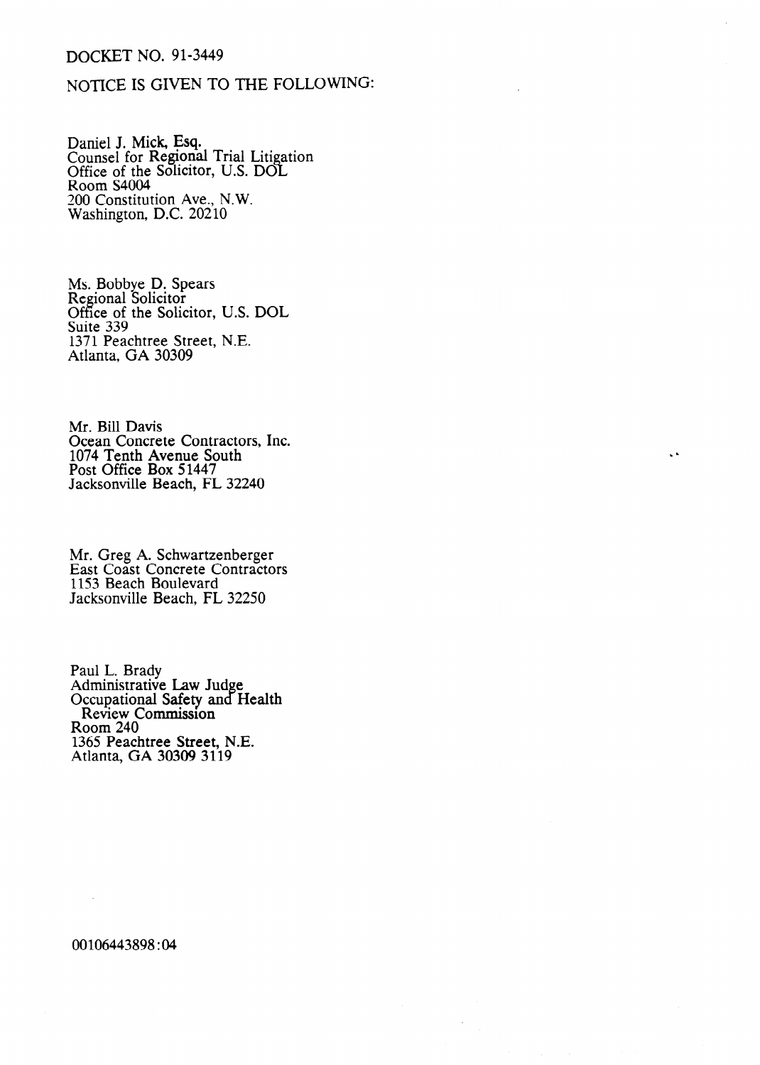DOCKET NO. 91-3449

NOTICE IS GIVEN TO THE FOLLOWING:

Daniel J. Mick, Esq.
Counsel for Regional Trial Litigation
Office of the Solicitor, U.S. DOL
Room S4004
200 Constitution Ave., N.W.
Washington, D.C. 20210

Ms. Bobbye D. Spears
Regional Solicitor
Office of the Solicitor, U.S. DOL
Suite 339
1371 Peachtree Street, N.E.
Atlanta, GA 30309

Mr. Bill Davis
Ocean Concrete Contractors, Inc.
1074 Tenth Avenue South
Post Office Box 51447
Jacksonville Beach, FL 32240

Mr. Greg A. Schwartzenberger
East Coast Concrete Contractors
1153 Beach Boulevard
Jacksonville Beach, FL 32250

Paul L. Brady
Administrative Law Judge
Occupational Safety and Health
Review Commission
Room 240
1365 Peachtree Street, N.E.
Atlanta, GA 30309 3119

00106443898:04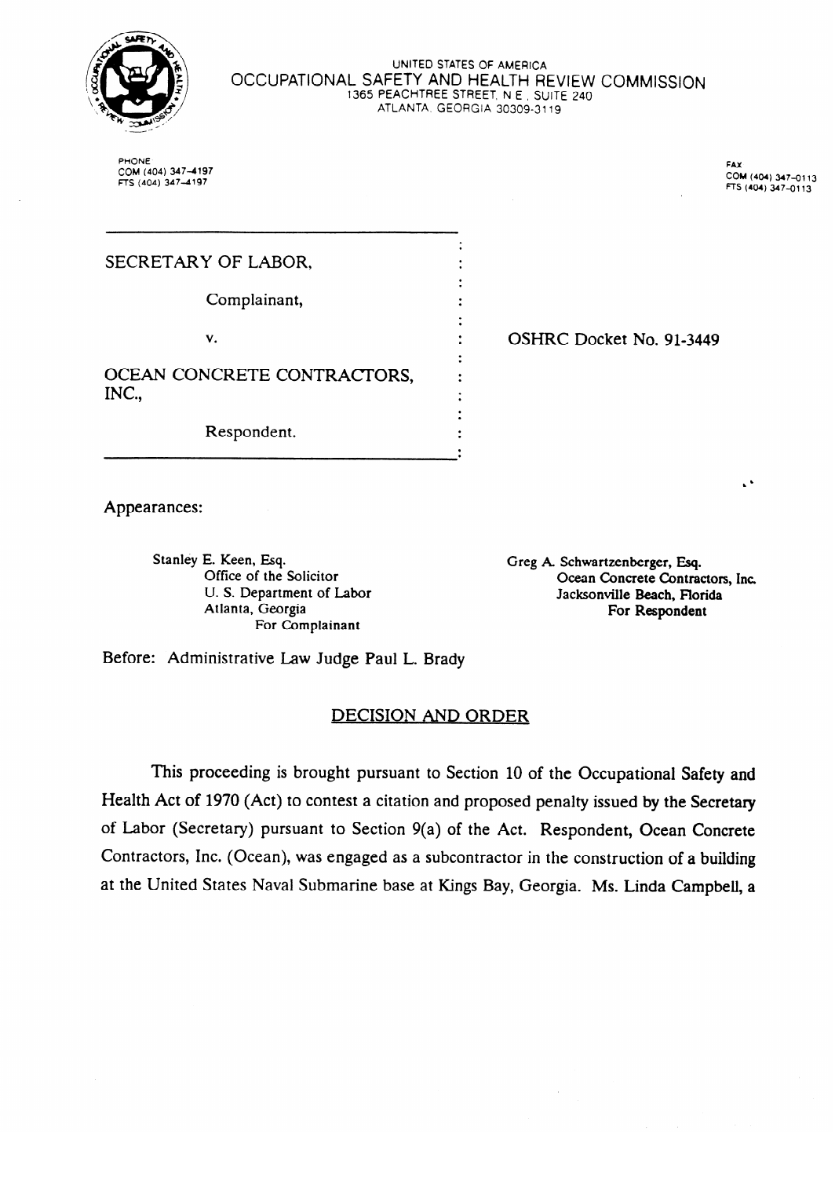UNITED STATES OF AMERICA
OCCUPATIONAL SAFETY AND HEALTH REVIEW COMMISSION
1365 PEACHTREE STREET, N.E., SUITE 240
ATLANTA, GEORGIA 30309-3119

PHONE
COM (404) 347-4197
FTS (404) 347-4197

FAX
COM (404) 347-0113
FTS (404) 347-0113

SECRETARY OF LABOR,

Complainant,

v.

OCEAN CONCRETE CONTRACTORS, INC.,

Respondent.

OSHRC Docket No. 91-3449

Appearances:

Stanley E. Keen, Esq.
Office of the Solicitor
U. S. Department of Labor
Atlanta, Georgia
For Complainant

Greg A. Schwartzenberger, Esq.
Ocean Concrete Contractors, Inc.
Jacksonville Beach, Florida
For Respondent

Before: Administrative Law Judge Paul L. Brady

## DECISION AND ORDER

This proceeding is brought pursuant to Section 10 of the Occupational Safety and Health Act of 1970 (Act) to contest a citation and proposed penalty issued by the Secretary of Labor (Secretary) pursuant to Section 9(a) of the Act. Respondent, Ocean Concrete Contractors, Inc. (Ocean), was engaged as a subcontractor in the construction of a building at the United States Naval Submarine base at Kings Bay, Georgia. Ms. Linda Campbell, a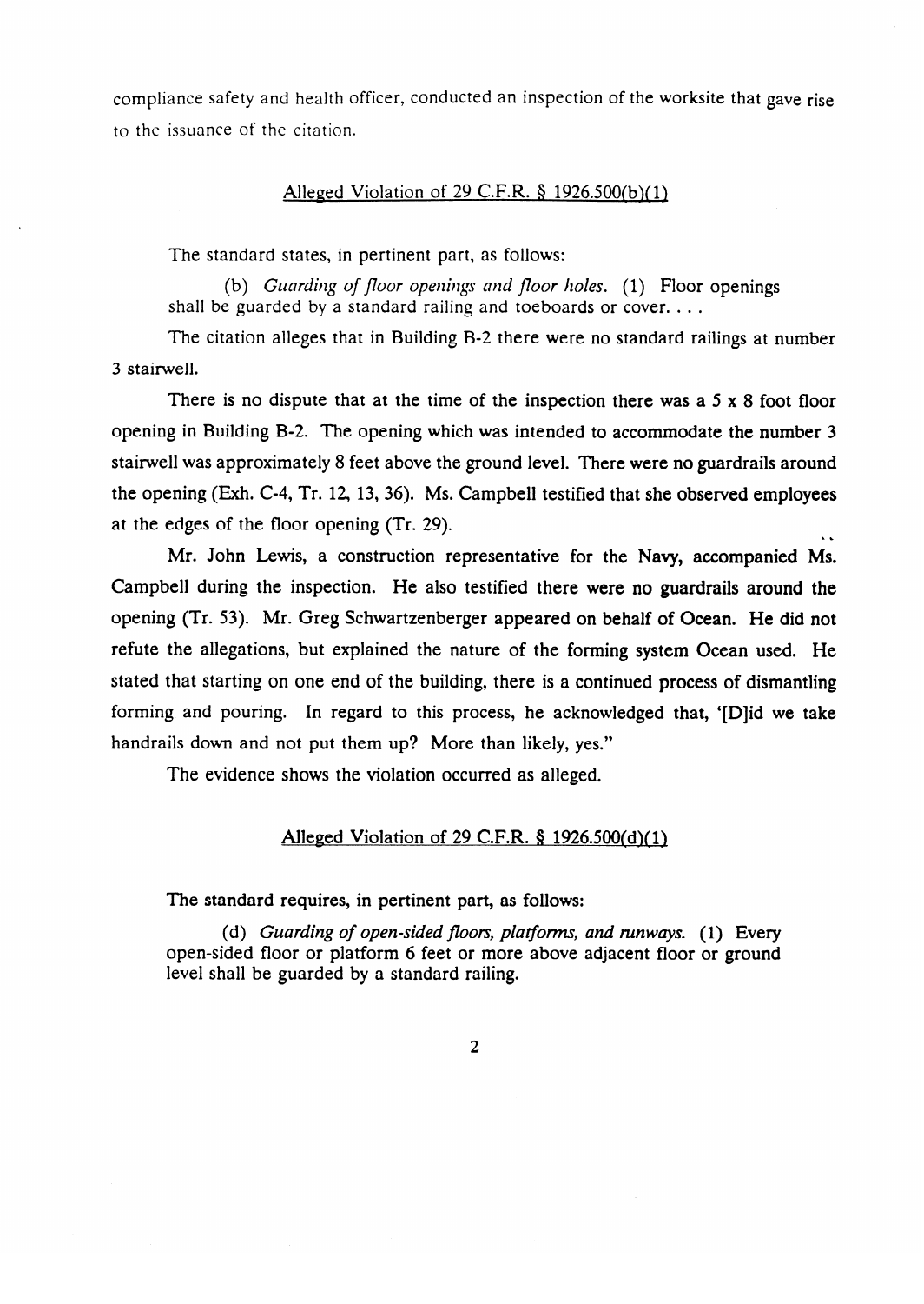compliance safety and health officer, conducted an inspection of the worksite that gave rise to the issuance of the citation.

## Alleged Violation of 29 C.F.R. § 1926.500(b)(1)

The standard states, in pertinent part, as follows:

> (b) *Guarding of floor openings and floor holes.* (1) Floor openings shall be guarded by a standard railing and toeboards or cover. . . .

The citation alleges that in Building B-2 there were no standard railings at number 3 stairwell.

There is no dispute that at the time of the inspection there was a 5 x 8 foot floor opening in Building B-2. The opening which was intended to accommodate the number 3 stairwell was approximately 8 feet above the ground level. There were no guardrails around the opening (Exh. C-4, Tr. 12, 13, 36). Ms. Campbell testified that she observed employees at the edges of the floor opening (Tr. 29).

Mr. John Lewis, a construction representative for the Navy, accompanied Ms. Campbell during the inspection. He also testified there were no guardrails around the opening (Tr. 53). Mr. Greg Schwartzenberger appeared on behalf of Ocean. He did not refute the allegations, but explained the nature of the forming system Ocean used. He stated that starting on one end of the building, there is a continued process of dismantling forming and pouring. In regard to this process, he acknowledged that, '[D]id we take handrails down and not put them up? More than likely, yes."

The evidence shows the violation occurred as alleged.

## Alleged Violation of 29 C.F.R. § 1926.500(d)(1)

The standard requires, in pertinent part, as follows:

> (d) *Guarding of open-sided floors, platforms, and runways.* (1) Every open-sided floor or platform 6 feet or more above adjacent floor or ground level shall be guarded by a standard railing.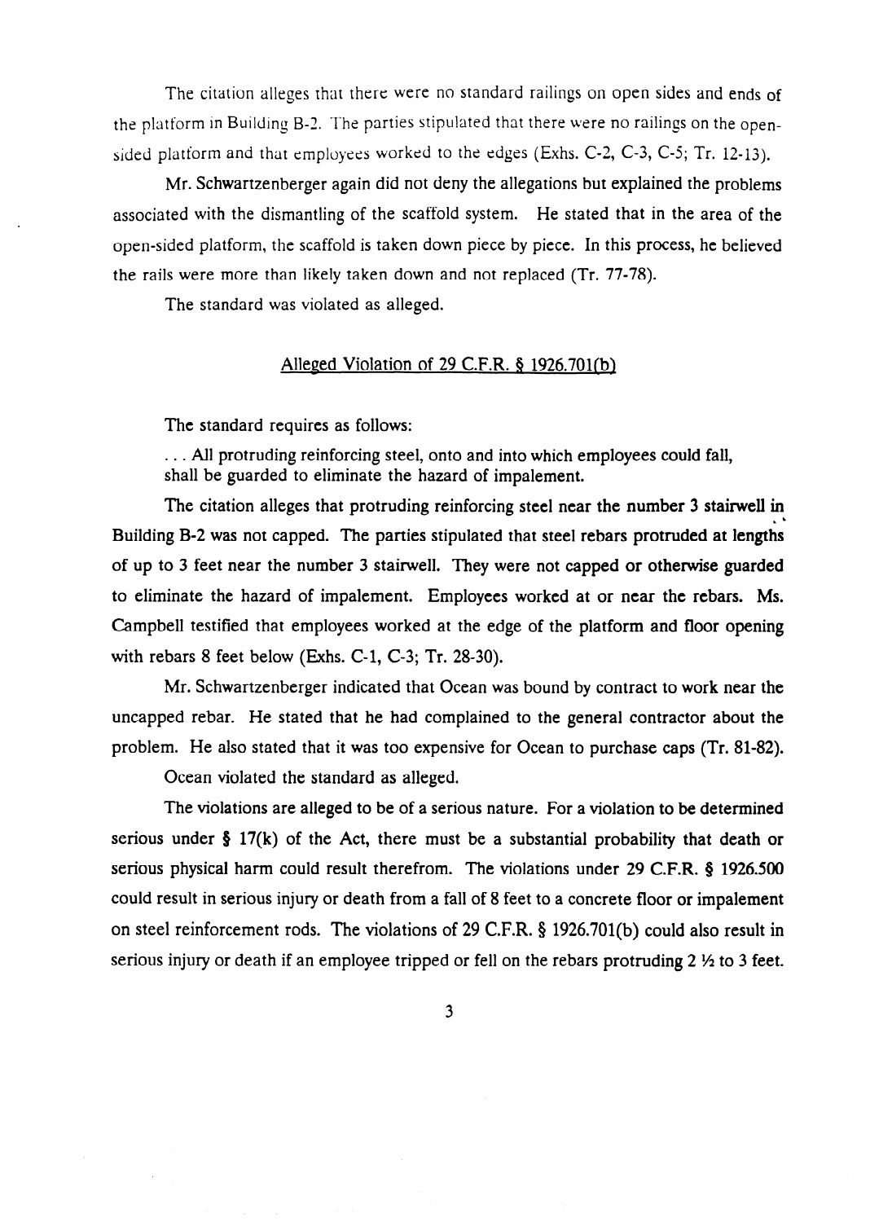The citation alleges that there were no standard railings on open sides and ends of the platform in Building B-2. The parties stipulated that there were no railings on the open-sided platform and that employees worked to the edges (Exhs. C-2, C-3, C-5; Tr. 12-13).

Mr. Schwartzenberger again did not deny the allegations but explained the problems associated with the dismantling of the scaffold system. He stated that in the area of the open-sided platform, the scaffold is taken down piece by piece. In this process, he believed the rails were more than likely taken down and not replaced (Tr. 77-78).

The standard was violated as alleged.

## Alleged Violation of 29 C.F.R. § 1926.701(b)

The standard requires as follows:

> . . . All protruding reinforcing steel, onto and into which employees could fall, shall be guarded to eliminate the hazard of impalement.

The citation alleges that protruding reinforcing steel near the number 3 stairwell in Building B-2 was not capped. The parties stipulated that steel rebars protruded at lengths of up to 3 feet near the number 3 stairwell. They were not capped or otherwise guarded to eliminate the hazard of impalement. Employees worked at or near the rebars. Ms. Campbell testified that employees worked at the edge of the platform and floor opening with rebars 8 feet below (Exhs. C-1, C-3; Tr. 28-30).

Mr. Schwartzenberger indicated that Ocean was bound by contract to work near the uncapped rebar. He stated that he had complained to the general contractor about the problem. He also stated that it was too expensive for Ocean to purchase caps (Tr. 81-82).

Ocean violated the standard as alleged.

The violations are alleged to be of a serious nature. For a violation to be determined serious under § 17(k) of the Act, there must be a substantial probability that death or serious physical harm could result therefrom. The violations under 29 C.F.R. § 1926.500 could result in serious injury or death from a fall of 8 feet to a concrete floor or impalement on steel reinforcement rods. The violations of 29 C.F.R. § 1926.701(b) could also result in serious injury or death if an employee tripped or fell on the rebars protruding 2 ½ to 3 feet.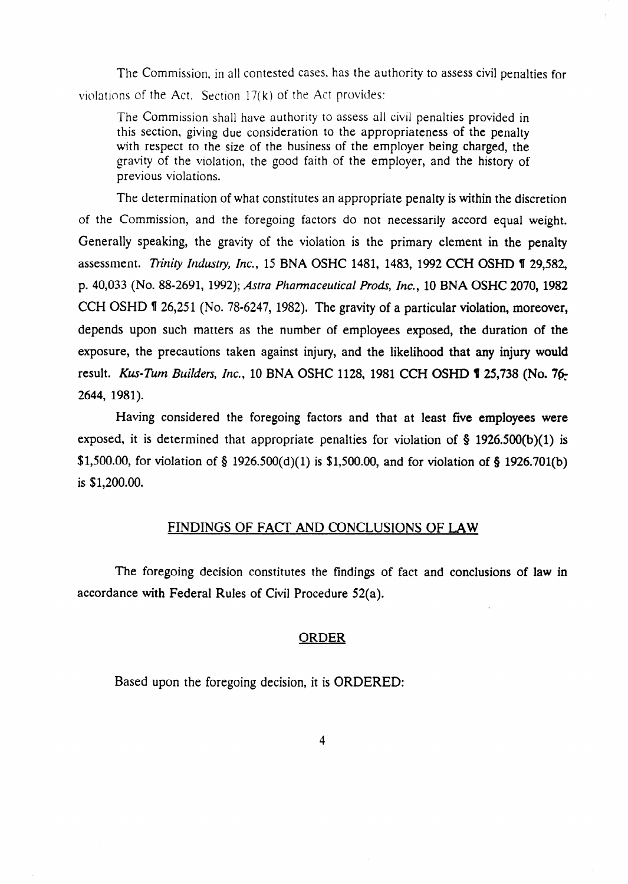The Commission, in all contested cases, has the authority to assess civil penalties for violations of the Act. Section 17(k) of the Act provides:

> The Commission shall have authority to assess all civil penalties provided in this section, giving due consideration to the appropriateness of the penalty with respect to the size of the business of the employer being charged, the gravity of the violation, the good faith of the employer, and the history of previous violations.

The determination of what constitutes an appropriate penalty is within the discretion of the Commission, and the foregoing factors do not necessarily accord equal weight. Generally speaking, the gravity of the violation is the primary element in the penalty assessment. *Trinity Industry, Inc.*, 15 BNA OSHC 1481, 1483, 1992 CCH OSHD ¶ 29,582, p. 40,033 (No. 88-2691, 1992); *Astra Pharmaceutical Prods, Inc.*, 10 BNA OSHC 2070, 1982 CCH OSHD ¶ 26,251 (No. 78-6247, 1982). The gravity of a particular violation, moreover, depends upon such matters as the number of employees exposed, the duration of the exposure, the precautions taken against injury, and the likelihood that any injury would result. *Kus-Tum Builders, Inc.*, 10 BNA OSHC 1128, 1981 CCH OSHD ¶ 25,738 (No. 76-2644, 1981).

Having considered the foregoing factors and that at least five employees were exposed, it is determined that appropriate penalties for violation of § 1926.500(b)(1) is $1,500.00, for violation of § 1926.500(d)(1) is $1,500.00, and for violation of § 1926.701(b) is $1,200.00.

## FINDINGS OF FACT AND CONCLUSIONS OF LAW

The foregoing decision constitutes the findings of fact and conclusions of law in accordance with Federal Rules of Civil Procedure 52(a).

## ORDER

Based upon the foregoing decision, it is ORDERED: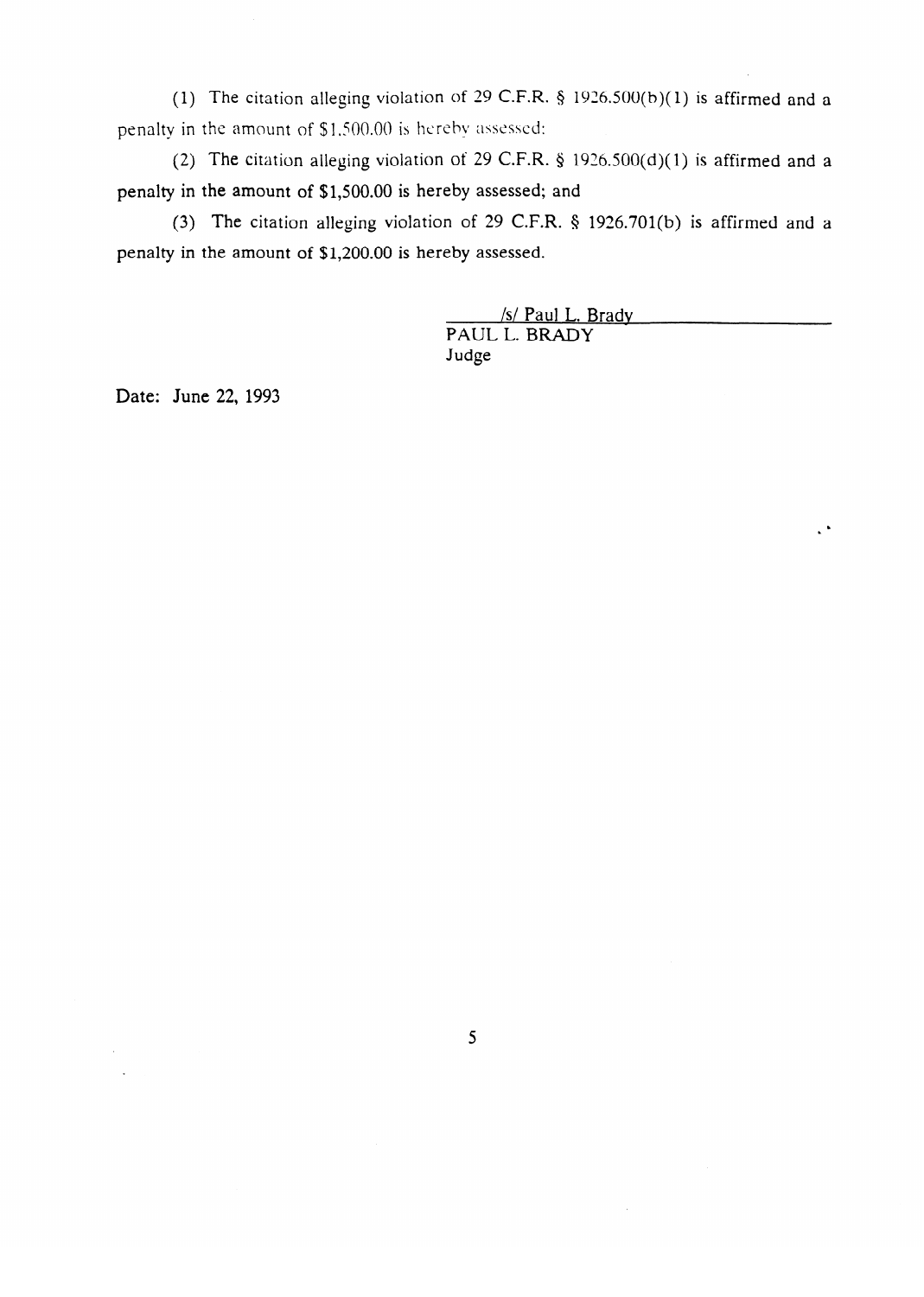(1) The citation alleging violation of 29 C.F.R. § 1926.500(b)(1) is affirmed and a penalty in the amount of $1,500.00 is hereby assessed;

(2) The citation alleging violation of 29 C.F.R. § 1926.500(d)(1) is affirmed and a penalty in the amount of $1,500.00 is hereby assessed; and

(3) The citation alleging violation of 29 C.F.R. § 1926.701(b) is affirmed and a penalty in the amount of $1,200.00 is hereby assessed.

/s/ Paul L. Brady
PAUL L. BRADY
Judge

Date: June 22, 1993